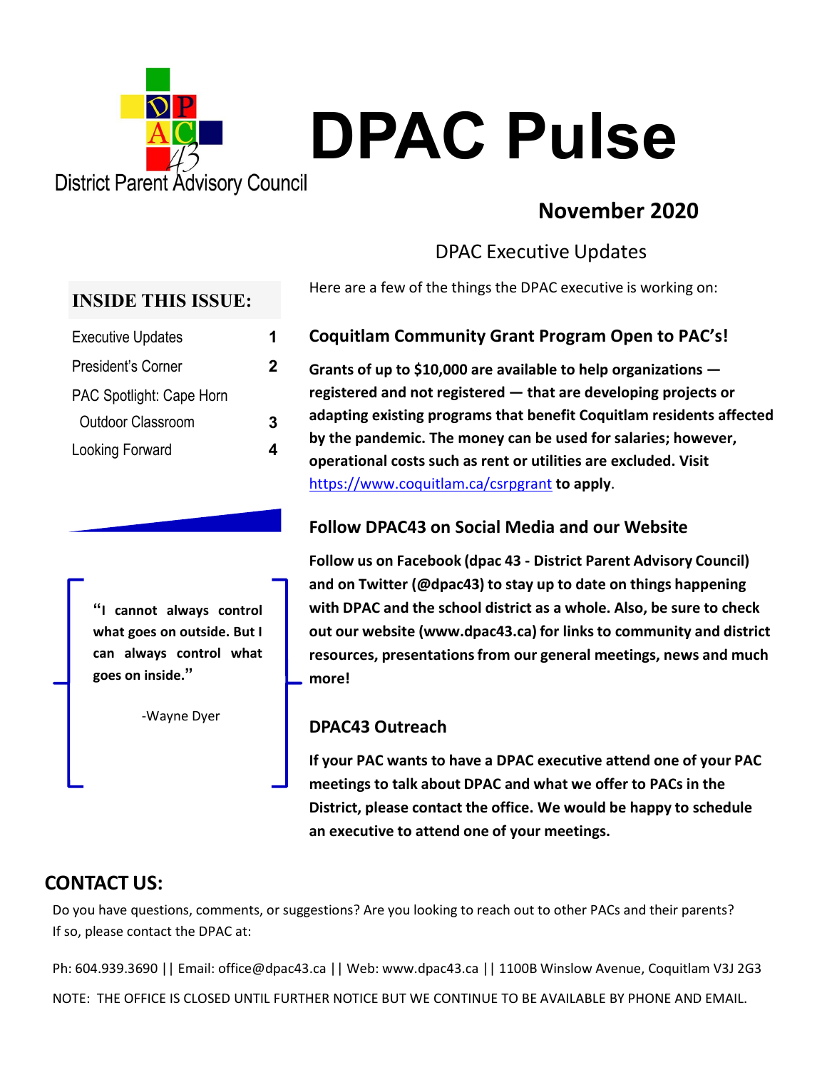District Parent Advisory Council

# DPAC Pulse

## November 2020

**INSIDE THIS ISSUE:**

| | |
|---|---|
| Executive Updates | 1 |
| President's Corner | 2 |
| PAC Spotlight: Cape Horn Outdoor Classroom | 3 |
| Looking Forward | 4 |

**"I cannot always control what goes on outside. But I can always control what goes on inside."**

-Wayne Dyer

## DPAC Executive Updates

Here are a few of the things the DPAC executive is working on:

### Coquitlam Community Grant Program Open to PAC's!

**Grants of up to $10,000 are available to help organizations — registered and not registered — that are developing projects or adapting existing programs that benefit Coquitlam residents affected by the pandemic. The money can be used for salaries; however, operational costs such as rent or utilities are excluded. Visit** https://www.coquitlam.ca/csrpgrant **to apply**.

### Follow DPAC43 on Social Media and our Website

**Follow us on Facebook (dpac 43 - District Parent Advisory Council) and on Twitter (@dpac43) to stay up to date on things happening with DPAC and the school district as a whole. Also, be sure to check out our website (www.dpac43.ca) for links to community and district resources, presentations from our general meetings, news and much more!**

### DPAC43 Outreach

**If your PAC wants to have a DPAC executive attend one of your PAC meetings to talk about DPAC and what we offer to PACs in the District, please contact the office. We would be happy to schedule an executive to attend one of your meetings.**

## CONTACT US:

Do you have questions, comments, or suggestions? Are you looking to reach out to other PACs and their parents? If so, please contact the DPAC at:

Ph: 604.939.3690 || Email: office@dpac43.ca || Web: www.dpac43.ca || 1100B Winslow Avenue, Coquitlam V3J 2G3

NOTE: THE OFFICE IS CLOSED UNTIL FURTHER NOTICE BUT WE CONTINUE TO BE AVAILABLE BY PHONE AND EMAIL.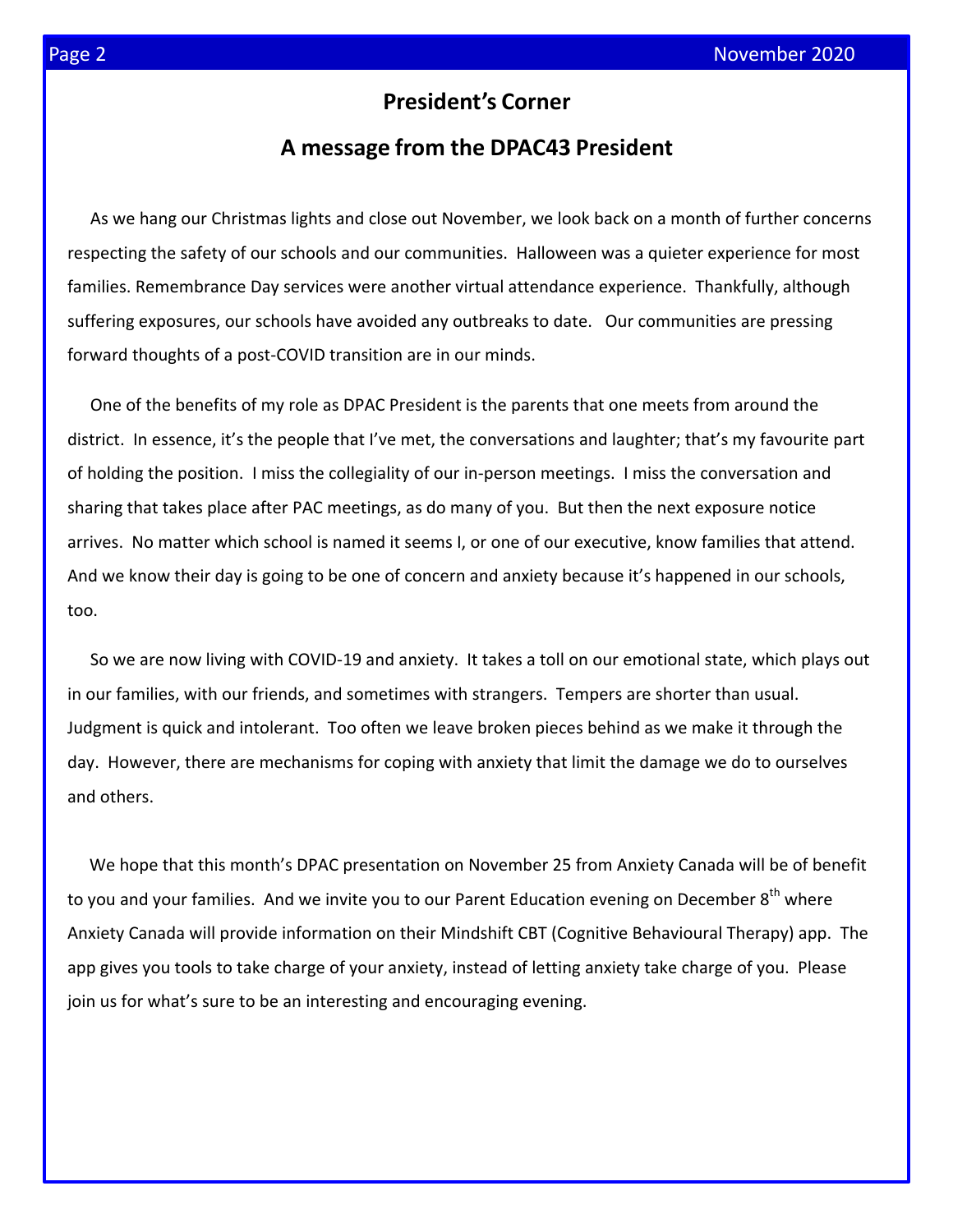## President's Corner

## A message from the DPAC43 President

As we hang our Christmas lights and close out November, we look back on a month of further concerns respecting the safety of our schools and our communities. Halloween was a quieter experience for most families. Remembrance Day services were another virtual attendance experience. Thankfully, although suffering exposures, our schools have avoided any outbreaks to date. Our communities are pressing forward thoughts of a post-COVID transition are in our minds.

One of the benefits of my role as DPAC President is the parents that one meets from around the district. In essence, it's the people that I've met, the conversations and laughter; that's my favourite part of holding the position. I miss the collegiality of our in-person meetings. I miss the conversation and sharing that takes place after PAC meetings, as do many of you. But then the next exposure notice arrives. No matter which school is named it seems I, or one of our executive, know families that attend. And we know their day is going to be one of concern and anxiety because it's happened in our schools, too.

So we are now living with COVID-19 and anxiety. It takes a toll on our emotional state, which plays out in our families, with our friends, and sometimes with strangers. Tempers are shorter than usual. Judgment is quick and intolerant. Too often we leave broken pieces behind as we make it through the day. However, there are mechanisms for coping with anxiety that limit the damage we do to ourselves and others.

We hope that this month's DPAC presentation on November 25 from Anxiety Canada will be of benefit to you and your families. And we invite you to our Parent Education evening on December 8th where Anxiety Canada will provide information on their Mindshift CBT (Cognitive Behavioural Therapy) app. The app gives you tools to take charge of your anxiety, instead of letting anxiety take charge of you. Please join us for what's sure to be an interesting and encouraging evening.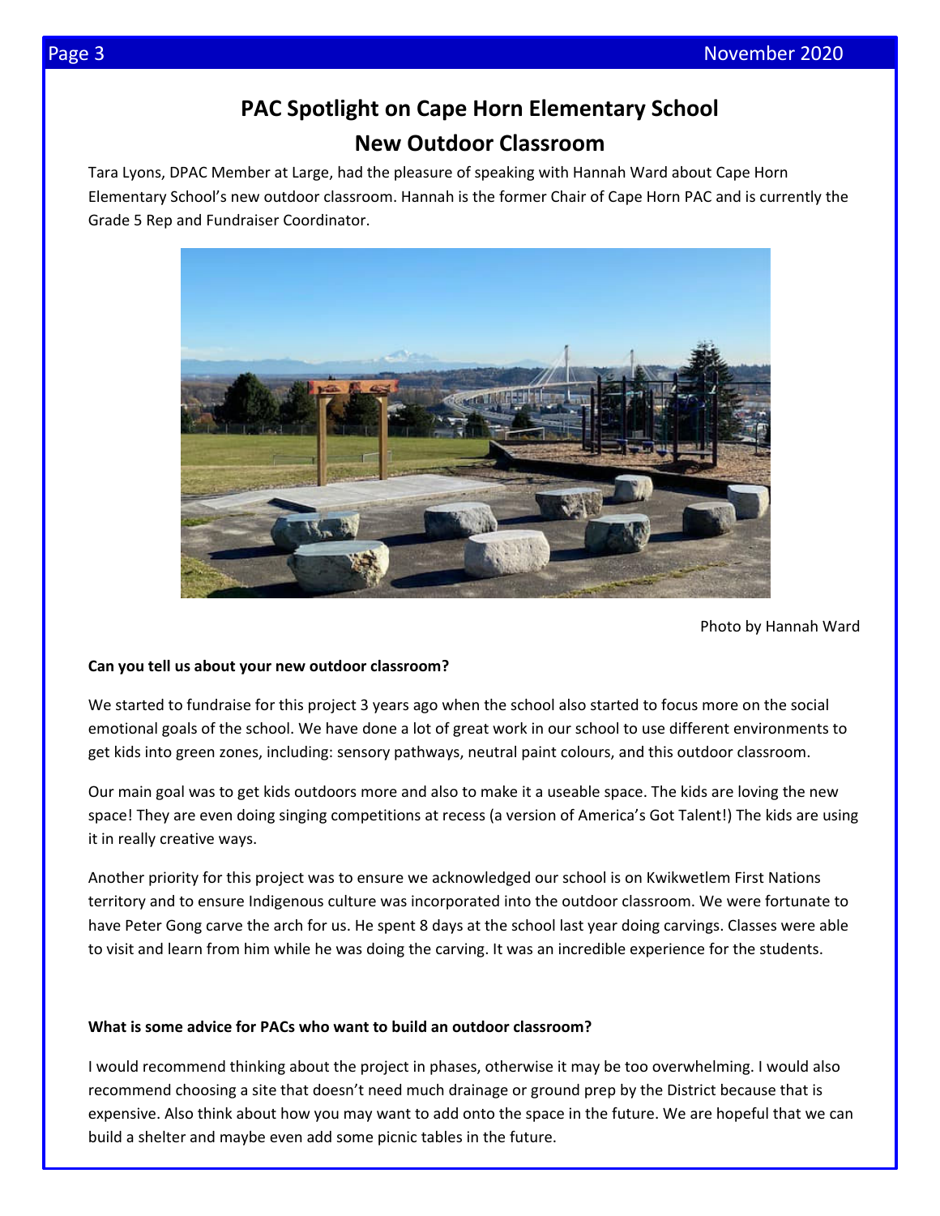# PAC Spotlight on Cape Horn Elementary School
## New Outdoor Classroom

Tara Lyons, DPAC Member at Large, had the pleasure of speaking with Hannah Ward about Cape Horn Elementary School's new outdoor classroom. Hannah is the former Chair of Cape Horn PAC and is currently the Grade 5 Rep and Fundraiser Coordinator.

Photo by Hannah Ward

**Can you tell us about your new outdoor classroom?**

We started to fundraise for this project 3 years ago when the school also started to focus more on the social emotional goals of the school. We have done a lot of great work in our school to use different environments to get kids into green zones, including: sensory pathways, neutral paint colours, and this outdoor classroom.

Our main goal was to get kids outdoors more and also to make it a useable space. The kids are loving the new space! They are even doing singing competitions at recess (a version of America's Got Talent!) The kids are using it in really creative ways.

Another priority for this project was to ensure we acknowledged our school is on Kwikwetlem First Nations territory and to ensure Indigenous culture was incorporated into the outdoor classroom. We were fortunate to have Peter Gong carve the arch for us. He spent 8 days at the school last year doing carvings. Classes were able to visit and learn from him while he was doing the carving. It was an incredible experience for the students.

**What is some advice for PACs who want to build an outdoor classroom?**

I would recommend thinking about the project in phases, otherwise it may be too overwhelming. I would also recommend choosing a site that doesn't need much drainage or ground prep by the District because that is expensive. Also think about how you may want to add onto the space in the future. We are hopeful that we can build a shelter and maybe even add some picnic tables in the future.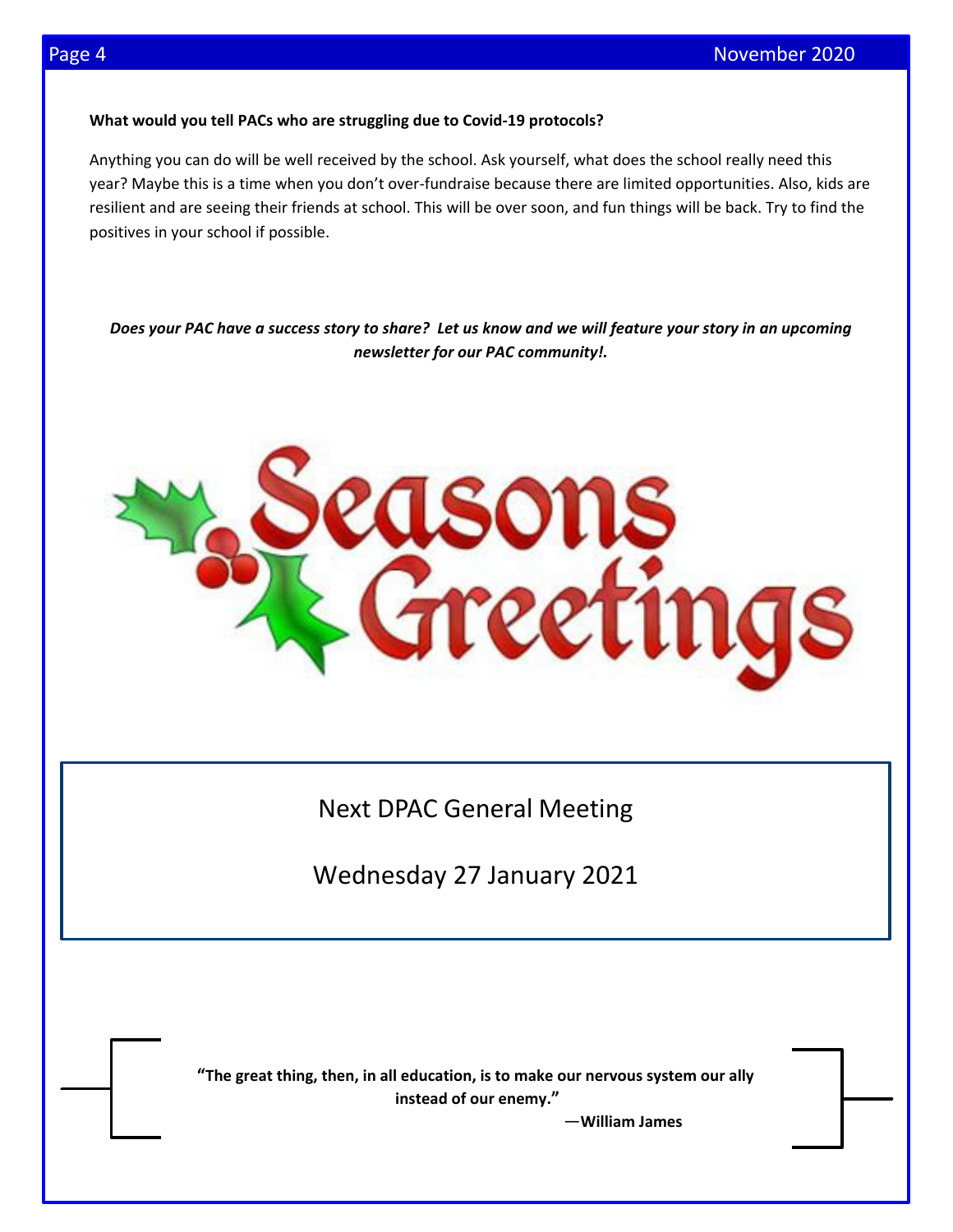**What would you tell PACs who are struggling due to Covid-19 protocols?**

Anything you can do will be well received by the school. Ask yourself, what does the school really need this year? Maybe this is a time when you don't over-fundraise because there are limited opportunities. Also, kids are resilient and are seeing their friends at school. This will be over soon, and fun things will be back. Try to find the positives in your school if possible.

***Does your PAC have a success story to share? Let us know and we will feature your story in an upcoming newsletter for our PAC community!.***

Seasons Greetings

Next DPAC General Meeting

Wednesday 27 January 2021

**"The great thing, then, in all education, is to make our nervous system our ally instead of our enemy."**

**—William James**